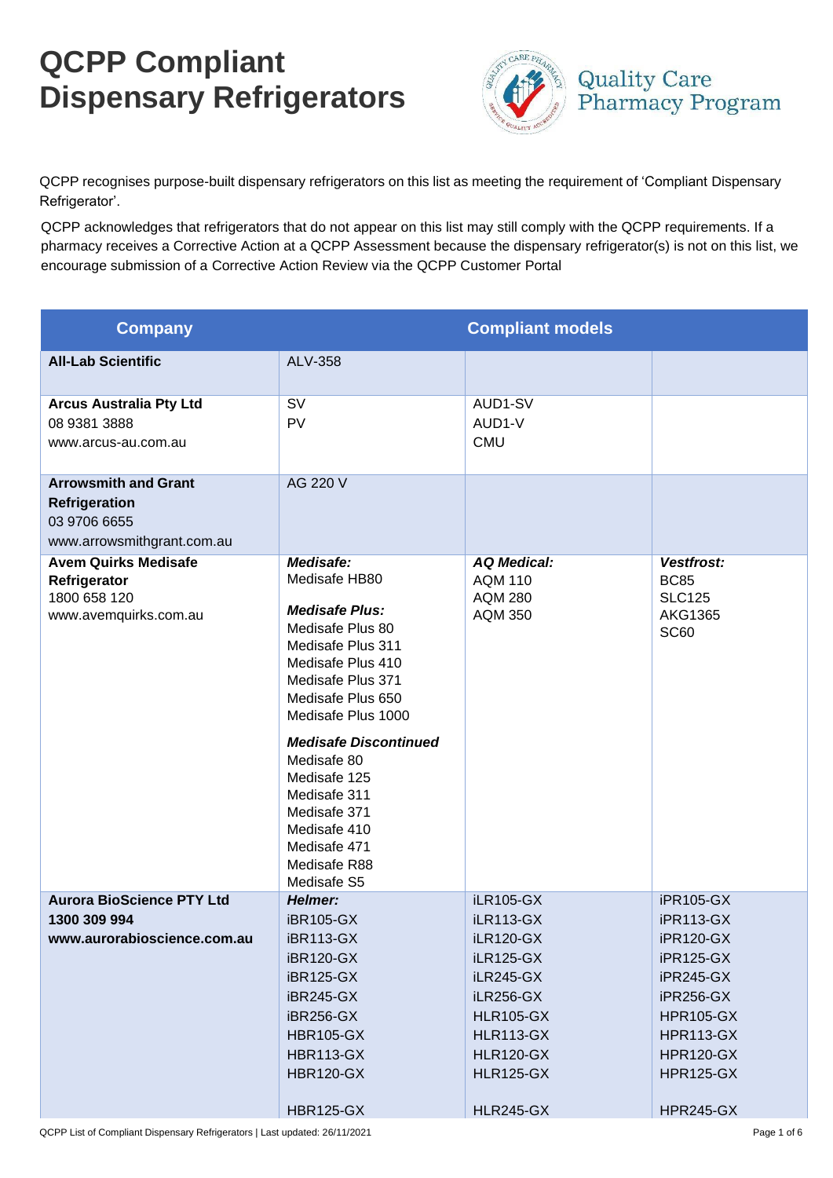# QCPP Compliant Dispensary Refrigerators

Quality Care Pharmacy Program

QCPP recognises purpose-built dispensary refrigerators on this list as meeting the requirement of 'Compliant Dispensary Refrigerator'.

QCPP acknowledges that refrigerators that do not appear on this list may still comply with the QCPP requirements. If a pharmacy receives a Corrective Action at a QCPP Assessment because the dispensary refrigerator(s) is not on this list, we encourage submission of a Corrective Action Review via the QCPP Customer Portal

| Company | Compliant models | | |
|---|---|---|---|
| **All-Lab Scientific** | ALV-358 | | |
| **Arcus Australia Pty Ltd**<br>08 9381 3888<br>www.arcus-au.com.au | SV<br>PV | AUD1-SV<br>AUD1-V<br>CMU | |
| **Arrowsmith and Grant Refrigeration**<br>03 9706 6655<br>www.arrowsmithgrant.com.au | AG 220 V | | |
| **Avem Quirks Medisafe Refrigerator**<br>1800 658 120<br>www.avemquirks.com.au | ***Medisafe:***<br>Medisafe HB80<br><br>***Medisafe Plus:***<br>Medisafe Plus 80<br>Medisafe Plus 311<br>Medisafe Plus 410<br>Medisafe Plus 371<br>Medisafe Plus 650<br>Medisafe Plus 1000<br><br>***Medisafe Discontinued***<br>Medisafe 80<br>Medisafe 125<br>Medisafe 311<br>Medisafe 371<br>Medisafe 410<br>Medisafe 471<br>Medisafe R88<br>Medisafe S5 | ***AQ Medical:***<br>AQM 110<br>AQM 280<br>AQM 350 | ***Vestfrost:***<br>BC85<br>SLC125<br>AKG1365<br>SC60 |
| **Aurora BioScience PTY Ltd**<br>**1300 309 994**<br>**www.aurorabioscience.com.au** | ***Helmer:***<br>iBR105-GX<br>iBR113-GX<br>iBR120-GX<br>iBR125-GX<br>iBR245-GX<br>iBR256-GX<br>HBR105-GX<br>HBR113-GX<br>HBR120-GX<br><br>HBR125-GX | iLR105-GX<br>iLR113-GX<br>iLR120-GX<br>iLR125-GX<br>iLR245-GX<br>iLR256-GX<br>HLR105-GX<br>HLR113-GX<br>HLR120-GX<br>HLR125-GX<br><br>HLR245-GX | iPR105-GX<br>iPR113-GX<br>iPR120-GX<br>iPR125-GX<br>iPR245-GX<br>iPR256-GX<br>HPR105-GX<br>HPR113-GX<br>HPR120-GX<br>HPR125-GX<br><br>HPR245-GX |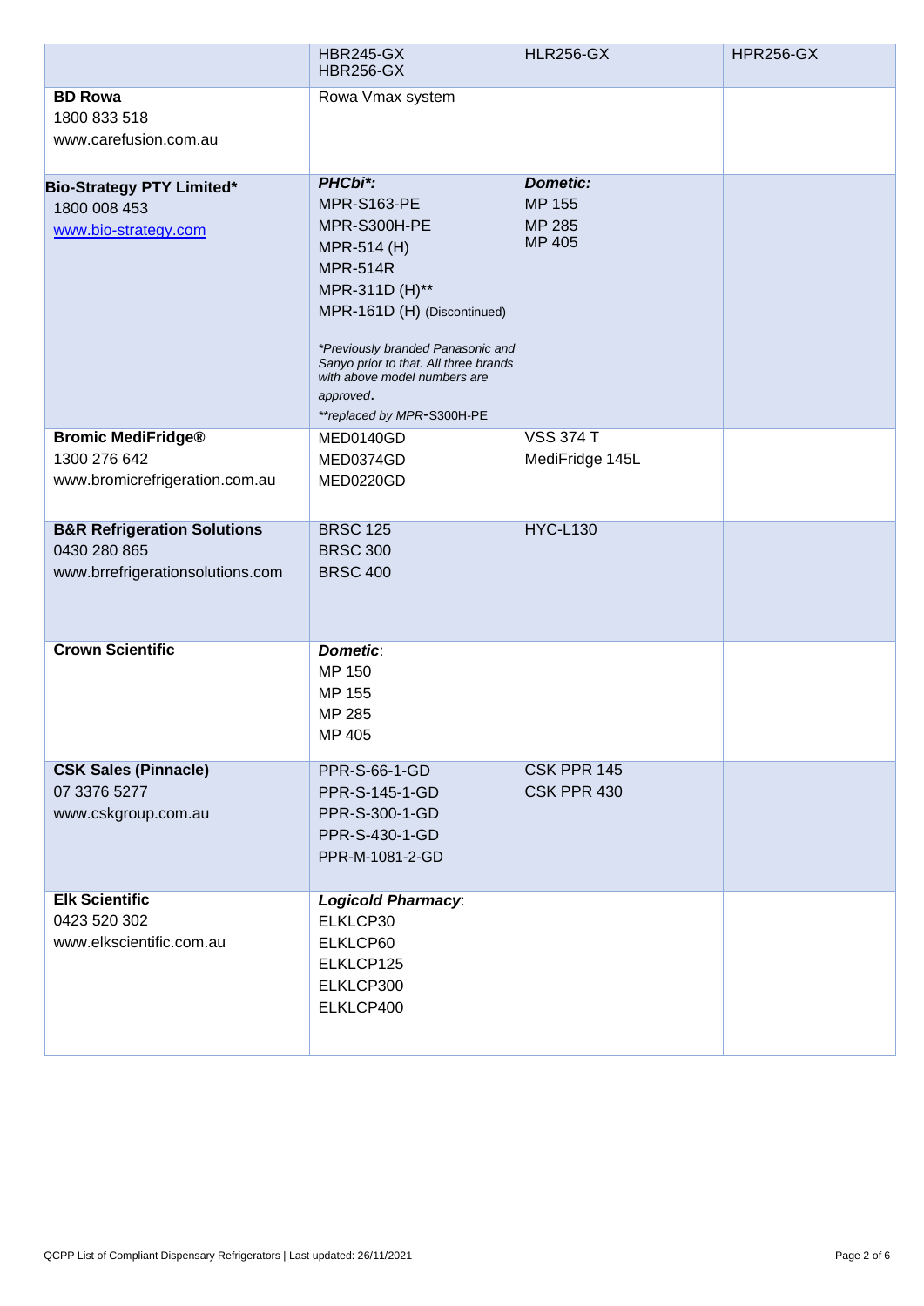| | HBR245-GX<br>HBR256-GX | HLR256-GX | HPR256-GX |
|---|---|---|---|
| **BD Rowa**<br>1800 833 518<br>www.carefusion.com.au | Rowa Vmax system | | |
| **Bio-Strategy PTY Limited***<br>1800 008 453<br>www.bio-strategy.com | ***PHCbi*:***<br>MPR-S163-PE<br>MPR-S300H-PE<br>MPR-514 (H)<br>MPR-514R<br>MPR-311D (H)**<br>MPR-161D (H) (Discontinued)<br><br>*\*Previously branded Panasonic and Sanyo prior to that. All three brands with above model numbers are approved.*<br>*\*\*replaced by MPR-S300H-PE* | ***Dometic:***<br>MP 155<br>MP 285<br>MP 405 | |
| **Bromic MediFridge®**<br>1300 276 642<br>www.bromicrefrigeration.com.au | MED0140GD<br>MED0374GD<br>MED0220GD | VSS 374 T<br>MediFridge 145L | |
| **B&R Refrigeration Solutions**<br>0430 280 865<br>www.brrefrigerationsolutions.com | BRSC 125<br>BRSC 300<br>BRSC 400 | HYC-L130 | |
| **Crown Scientific** | ***Dometic***:<br>MP 150<br>MP 155<br>MP 285<br>MP 405 | | |
| **CSK Sales (Pinnacle)**<br>07 3376 5277<br>www.cskgroup.com.au | PPR-S-66-1-GD<br>PPR-S-145-1-GD<br>PPR-S-300-1-GD<br>PPR-S-430-1-GD<br>PPR-M-1081-2-GD | CSK PPR 145<br>CSK PPR 430 | |
| **Elk Scientific**<br>0423 520 302<br>www.elkscientific.com.au | ***Logicold Pharmacy***:<br>ELKLCP30<br>ELKLCP60<br>ELKLCP125<br>ELKLCP300<br>ELKLCP400 | | |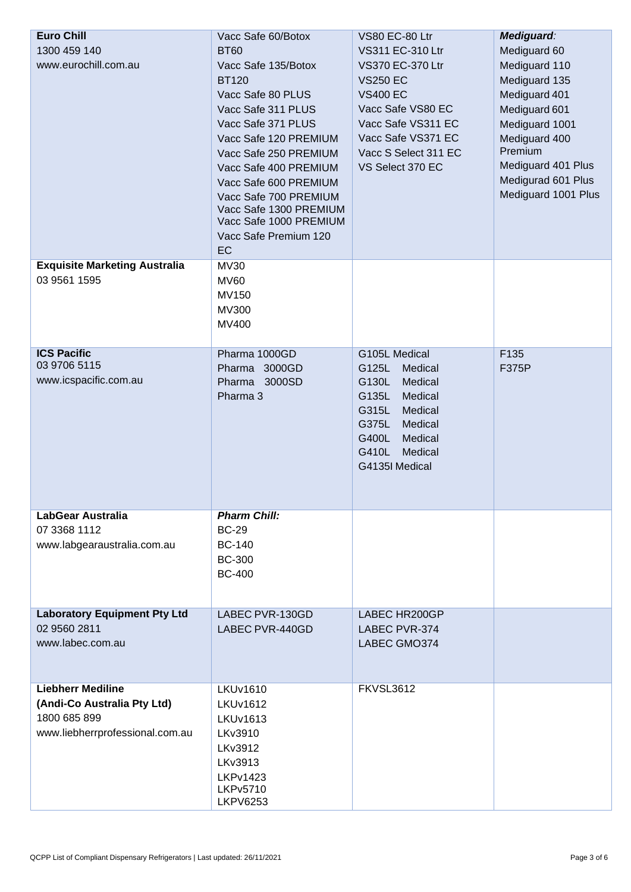| | | | |
|---|---|---|---|
| **Euro Chill**<br>1300 459 140<br>www.eurochill.com.au | Vacc Safe 60/Botox<br>BT60<br>Vacc Safe 135/Botox<br>BT120<br>Vacc Safe 80 PLUS<br>Vacc Safe 311 PLUS<br>Vacc Safe 371 PLUS<br>Vacc Safe 120 PREMIUM<br>Vacc Safe 250 PREMIUM<br>Vacc Safe 400 PREMIUM<br>Vacc Safe 600 PREMIUM<br>Vacc Safe 700 PREMIUM<br>Vacc Safe 1300 PREMIUM<br>Vacc Safe 1000 PREMIUM<br>Vacc Safe Premium 120 EC | VS80 EC-80 Ltr<br>VS311 EC-310 Ltr<br>VS370 EC-370 Ltr<br>VS250 EC<br>VS400 EC<br>Vacc Safe VS80 EC<br>Vacc Safe VS311 EC<br>Vacc Safe VS371 EC<br>Vacc S Select 311 EC<br>VS Select 370 EC | ***Mediguard:***<br>Mediguard 60<br>Mediguard 110<br>Mediguard 135<br>Mediguard 401<br>Mediguard 601<br>Mediguard 1001<br>Mediguard 400 Premium<br>Mediguard 401 Plus<br>Medigurad 601 Plus<br>Mediguard 1001 Plus |
| **Exquisite Marketing Australia**<br>03 9561 1595 | MV30<br>MV60<br>MV150<br>MV300<br>MV400 | | |
| **ICS Pacific**<br>03 9706 5115<br>www.icspacific.com.au | Pharma 1000GD<br>Pharma 3000GD<br>Pharma 3000SD<br>Pharma 3 | G105L Medical<br>G125L Medical<br>G130L Medical<br>G135L Medical<br>G315L Medical<br>G375L Medical<br>G400L Medical<br>G410L Medical<br>G4135l Medical | F135<br>F375P |
| **LabGear Australia**<br>07 3368 1112<br>www.labgearaustralia.com.au | ***Pharm Chill:***<br>BC-29<br>BC-140<br>BC-300<br>BC-400 | | |
| **Laboratory Equipment Pty Ltd**<br>02 9560 2811<br>www.labec.com.au | LABEC PVR-130GD<br>LABEC PVR-440GD | LABEC HR200GP<br>LABEC PVR-374<br>LABEC GMO374 | |
| **Liebherr Mediline (Andi-Co Australia Pty Ltd)**<br>1800 685 899<br>www.liebherrprofessional.com.au | LKUv1610<br>LKUv1612<br>LKUv1613<br>LKv3910<br>LKv3912<br>LKv3913<br>LKPv1423<br>LKPv5710<br>LKPV6253 | FKVSL3612 | |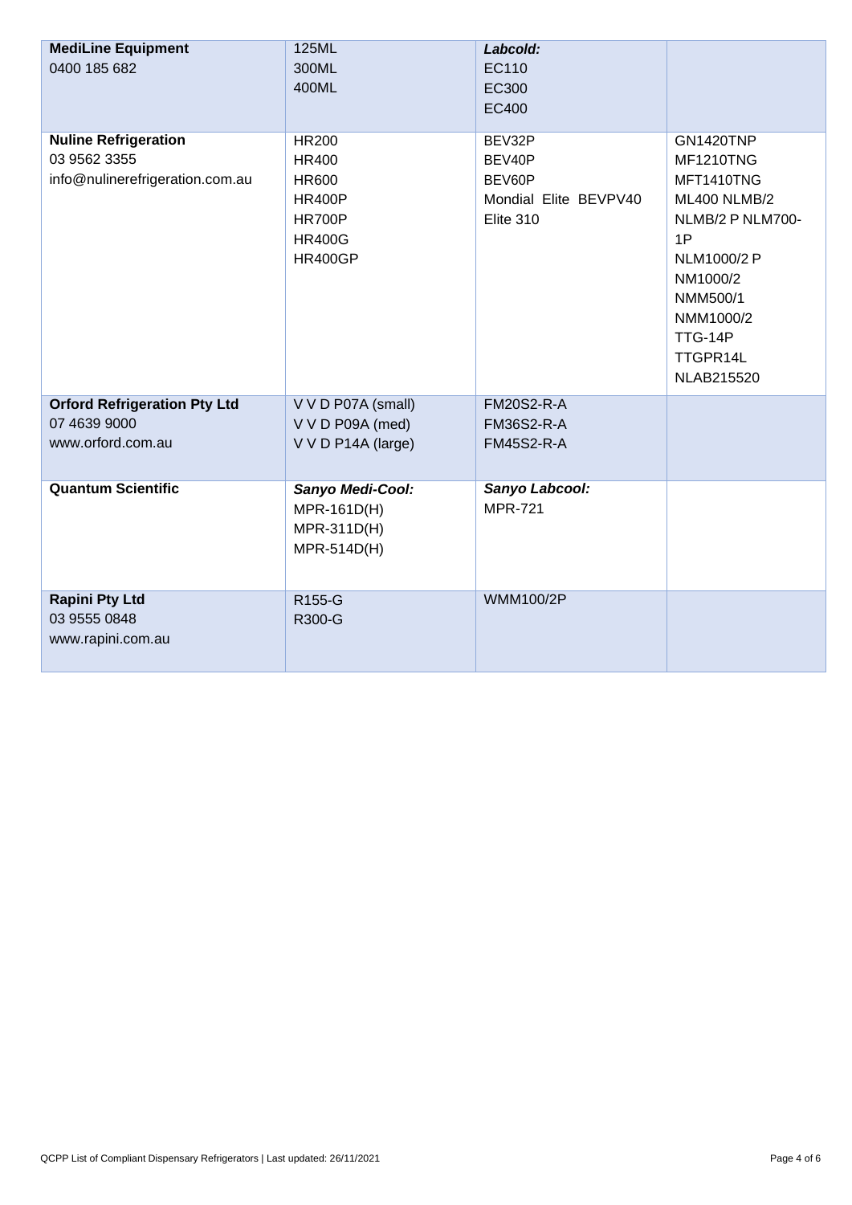| | | | |
|---|---|---|---|
| **MediLine Equipment**<br>0400 185 682 | 125ML<br>300ML<br>400ML | ***Labcold:***<br>EC110<br>EC300<br>EC400 | |
| **Nuline Refrigeration**<br>03 9562 3355<br>info@nulinerefrigeration.com.au | HR200<br>HR400<br>HR600<br>HR400P<br>HR700P<br>HR400G<br>HR400GP | BEV32P<br>BEV40P<br>BEV60P<br>Mondial Elite BEVPV40<br>Elite 310 | GN1420TNP<br>MF1210TNG<br>MFT1410TNG<br>ML400 NLMB/2<br>NLMB/2 P NLM700-1P<br>NLM1000/2 P<br>NM1000/2<br>NMM500/1<br>NMM1000/2<br>TTG-14P<br>TTGPR14L<br>NLAB215520 |
| **Orford Refrigeration Pty Ltd**<br>07 4639 9000<br>www.orford.com.au | V V D P07A (small)<br>V V D P09A (med)<br>V V D P14A (large) | FM20S2-R-A<br>FM36S2-R-A<br>FM45S2-R-A | |
| **Quantum Scientific** | ***Sanyo Medi-Cool:***<br>MPR-161D(H)<br>MPR-311D(H)<br>MPR-514D(H) | ***Sanyo Labcool:***<br>MPR-721 | |
| **Rapini Pty Ltd**<br>03 9555 0848<br>www.rapini.com.au | R155-G<br>R300-G | WMM100/2P | |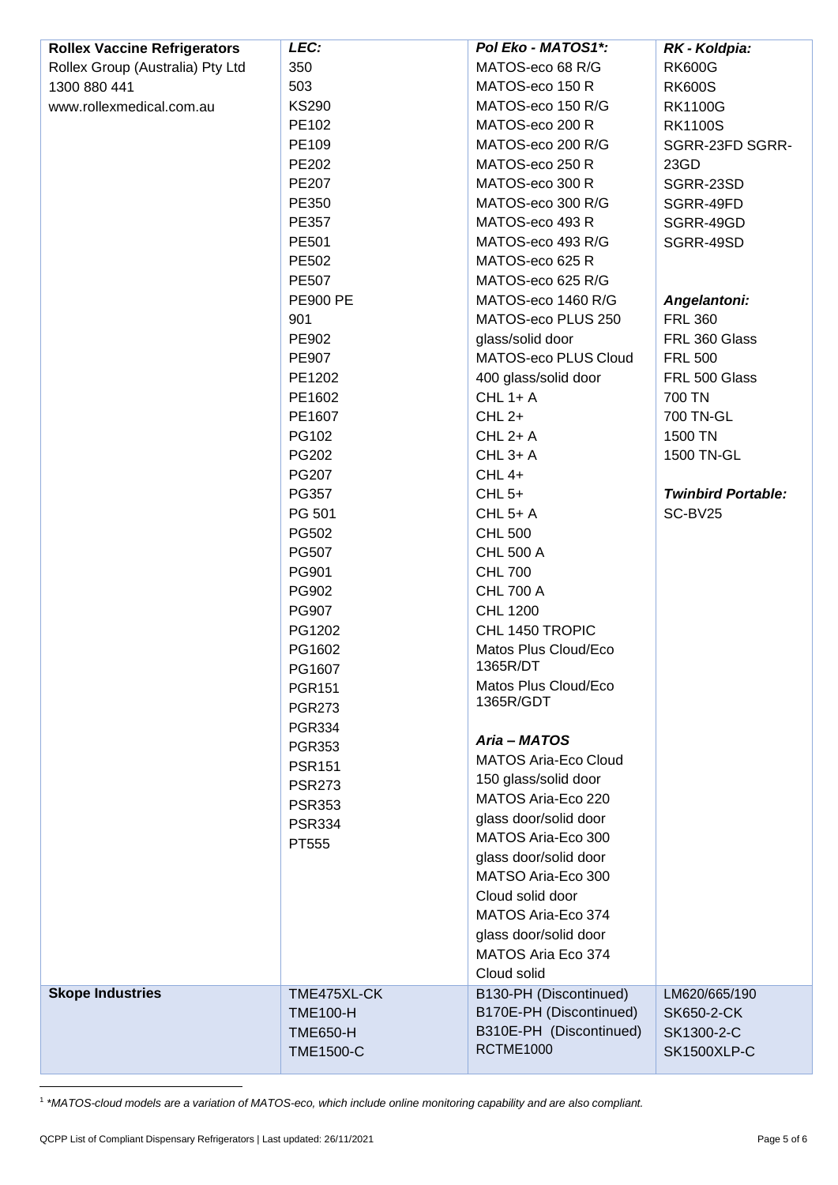| | | | |
|---|---|---|---|
| **Rollex Vaccine Refrigerators**<br>Rollex Group (Australia) Pty Ltd<br>1300 880 441<br>www.rollexmedical.com.au | ***LEC:***<br>350<br>503<br>KS290<br>PE102<br>PE109<br>PE202<br>PE207<br>PE350<br>PE357<br>PE501<br>PE502<br>PE507<br>PE900 PE<br>901<br>PE902<br>PE907<br>PE1202<br>PE1602<br>PE1607<br>PG102<br>PG202<br>PG207<br>PG357<br>PG 501<br>PG502<br>PG507<br>PG901<br>PG902<br>PG907<br>PG1202<br>PG1602<br>PG1607<br>PGR151<br>PGR273<br>PGR334<br>PGR353<br>PSR151<br>PSR273<br>PSR353<br>PSR334<br>PT555 | ***Pol Eko - MATOS1*:***<br>MATOS-eco 68 R/G<br>MATOS-eco 150 R<br>MATOS-eco 150 R/G<br>MATOS-eco 200 R<br>MATOS-eco 200 R/G<br>MATOS-eco 250 R<br>MATOS-eco 300 R<br>MATOS-eco 300 R/G<br>MATOS-eco 493 R<br>MATOS-eco 493 R/G<br>MATOS-eco 625 R<br>MATOS-eco 625 R/G<br>MATOS-eco 1460 R/G<br>MATOS-eco PLUS 250 glass/solid door<br>MATOS-eco PLUS Cloud 400 glass/solid door<br>CHL 1+ A<br>CHL 2+<br>CHL 2+ A<br>CHL 3+ A<br>CHL 4+<br>CHL 5+<br>CHL 5+ A<br>CHL 500<br>CHL 500 A<br>CHL 700<br>CHL 700 A<br>CHL 1200<br>CHL 1450 TROPIC<br>Matos Plus Cloud/Eco 1365R/DT<br>Matos Plus Cloud/Eco 1365R/GDT<br><br>***Aria – MATOS***<br>MATOS Aria-Eco Cloud 150 glass/solid door<br>MATOS Aria-Eco 220 glass door/solid door<br>MATOS Aria-Eco 300 glass door/solid door<br>MATSO Aria-Eco 300 Cloud solid door<br>MATOS Aria-Eco 374 glass door/solid door<br>MATOS Aria Eco 374 Cloud solid | ***RK - Koldpia:***<br>RK600G<br>RK600S<br>RK1100G<br>RK1100S<br>SGRR-23FD SGRR-23GD<br>SGRR-23SD<br>SGRR-49FD<br>SGRR-49GD<br>SGRR-49SD<br><br>***Angelantoni:***<br>FRL 360<br>FRL 360 Glass<br>FRL 500<br>FRL 500 Glass<br>700 TN<br>700 TN-GL<br>1500 TN<br>1500 TN-GL<br><br>***Twinbird Portable:***<br>SC-BV25 |
| **Skope Industries** | TME475XL-CK<br>TME100-H<br>TME650-H<br>TME1500-C | B130-PH (Discontinued)<br>B170E-PH (Discontinued)<br>B310E-PH (Discontinued)<br>RCTME1000 | LM620/665/190<br>SK650-2-CK<br>SK1300-2-C<br>SK1500XLP-C |

[1] **MATOS-cloud models are a variation of MATOS-eco, which include online monitoring capability and are also compliant.*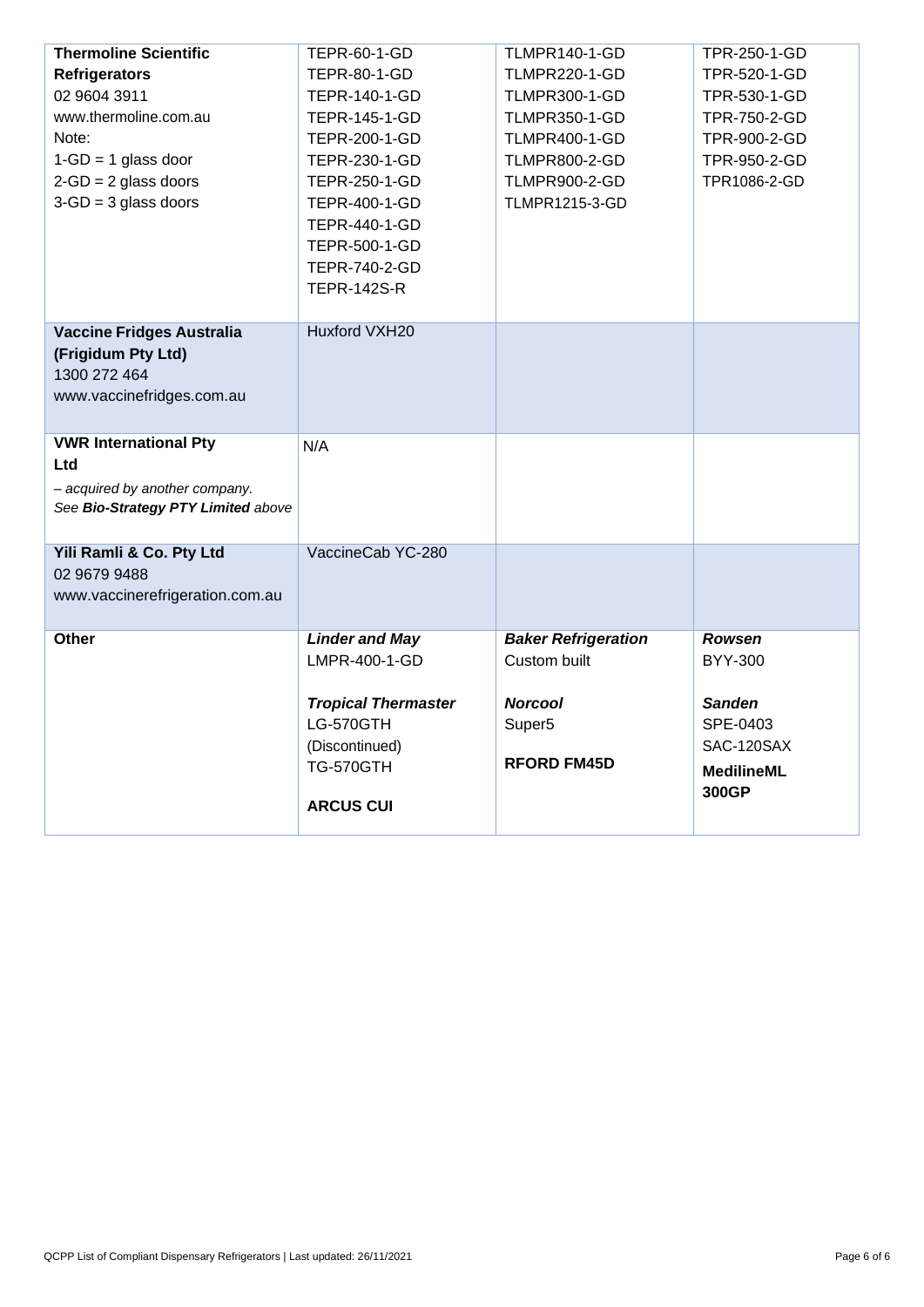| | | | |
|---|---|---|---|
| **Thermoline Scientific Refrigerators**<br>02 9604 3911<br>www.thermoline.com.au<br>Note:<br>1-GD = 1 glass door<br>2-GD = 2 glass doors<br>3-GD = 3 glass doors | TEPR-60-1-GD<br>TEPR-80-1-GD<br>TEPR-140-1-GD<br>TEPR-145-1-GD<br>TEPR-200-1-GD<br>TEPR-230-1-GD<br>TEPR-250-1-GD<br>TEPR-400-1-GD<br>TEPR-440-1-GD<br>TEPR-500-1-GD<br>TEPR-740-2-GD<br>TEPR-142S-R | TLMPR140-1-GD<br>TLMPR220-1-GD<br>TLMPR300-1-GD<br>TLMPR350-1-GD<br>TLMPR400-1-GD<br>TLMPR800-2-GD<br>TLMPR900-2-GD<br>TLMPR1215-3-GD | TPR-250-1-GD<br>TPR-520-1-GD<br>TPR-530-1-GD<br>TPR-750-2-GD<br>TPR-900-2-GD<br>TPR-950-2-GD<br>TPR1086-2-GD |
| **Vaccine Fridges Australia (Frigidum Pty Ltd)**<br>1300 272 464<br>www.vaccinefridges.com.au | Huxford VXH20 | | |
| **VWR International Pty Ltd**<br>*– acquired by another company. See **Bio-Strategy PTY Limited** above* | N/A | | |
| **Yili Ramli & Co. Pty Ltd**<br>02 9679 9488<br>www.vaccinerefrigeration.com.au | VaccineCab YC-280 | | |
| **Other** | ***Linder and May***<br>LMPR-400-1-GD<br><br>***Tropical Thermaster***<br>LG-570GTH<br>(Discontinued)<br>TG-570GTH<br><br>**ARCUS CUI** | ***Baker Refrigeration***<br>Custom built<br><br>***Norcool***<br>Super5<br><br>**RFORD FM45D** | ***Rowsen***<br>BYY-300<br><br>***Sanden***<br>SPE-0403<br>SAC-120SAX<br>**MedilineML 300GP** |